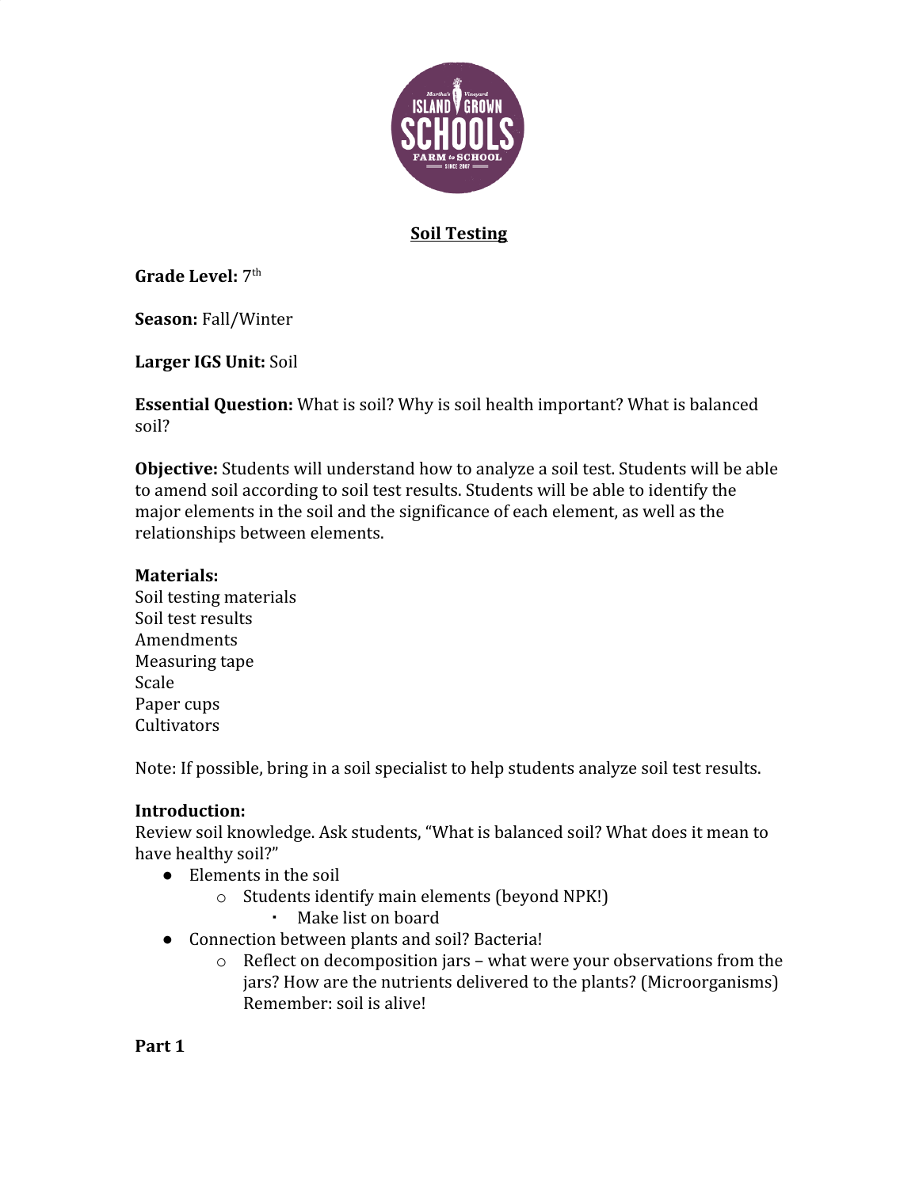# Soil Testing

**Grade Level:** 7th

**Season:** Fall/Winter

**Larger IGS Unit:** Soil

**Essential Question:** What is soil? Why is soil health important? What is balanced soil?

**Objective:** Students will understand how to analyze a soil test. Students will be able to amend soil according to soil test results. Students will be able to identify the major elements in the soil and the significance of each element, as well as the relationships between elements.

**Materials:**
Soil testing materials
Soil test results
Amendments
Measuring tape
Scale
Paper cups
Cultivators

Note: If possible, bring in a soil specialist to help students analyze soil test results.

**Introduction:**
Review soil knowledge. Ask students, "What is balanced soil? What does it mean to have healthy soil?"

- Elements in the soil
  - Students identify main elements (beyond NPK!)
    - Make list on board
- Connection between plants and soil? Bacteria!
  - Reflect on decomposition jars – what were your observations from the jars? How are the nutrients delivered to the plants? (Microorganisms) Remember: soil is alive!

**Part 1**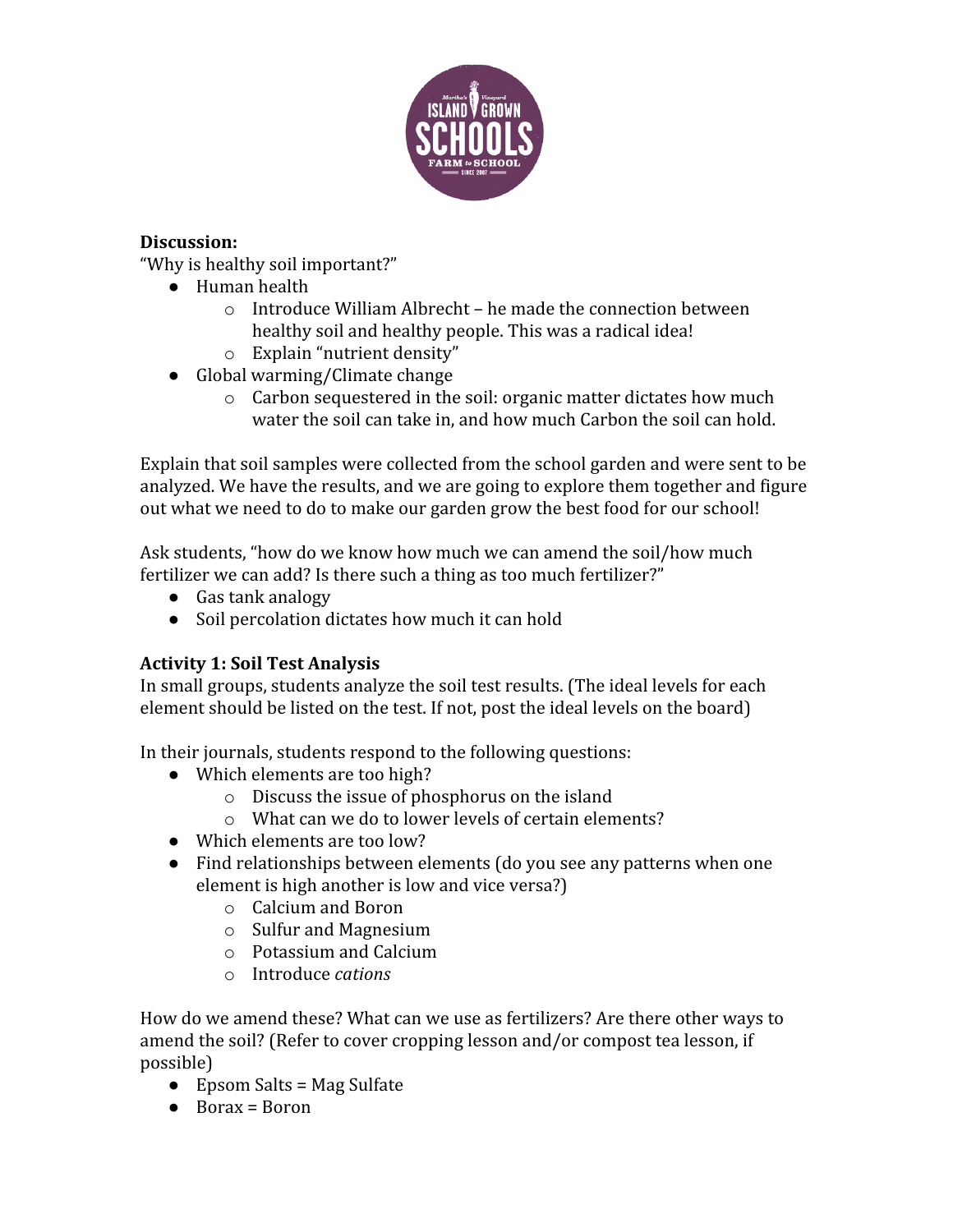**Discussion:**

"Why is healthy soil important?"

- Human health
  - Introduce William Albrecht – he made the connection between healthy soil and healthy people. This was a radical idea!
  - Explain "nutrient density"
- Global warming/Climate change
  - Carbon sequestered in the soil: organic matter dictates how much water the soil can take in, and how much Carbon the soil can hold.

Explain that soil samples were collected from the school garden and were sent to be analyzed. We have the results, and we are going to explore them together and figure out what we need to do to make our garden grow the best food for our school!

Ask students, "how do we know how much we can amend the soil/how much fertilizer we can add? Is there such a thing as too much fertilizer?"

- Gas tank analogy
- Soil percolation dictates how much it can hold

**Activity 1: Soil Test Analysis**

In small groups, students analyze the soil test results. (The ideal levels for each element should be listed on the test. If not, post the ideal levels on the board)

In their journals, students respond to the following questions:

- Which elements are too high?
  - Discuss the issue of phosphorus on the island
  - What can we do to lower levels of certain elements?
- Which elements are too low?
- Find relationships between elements (do you see any patterns when one element is high another is low and vice versa?)
  - Calcium and Boron
  - Sulfur and Magnesium
  - Potassium and Calcium
  - Introduce *cations*

How do we amend these? What can we use as fertilizers? Are there other ways to amend the soil? (Refer to cover cropping lesson and/or compost tea lesson, if possible)

- Epsom Salts = Mag Sulfate
- Borax = Boron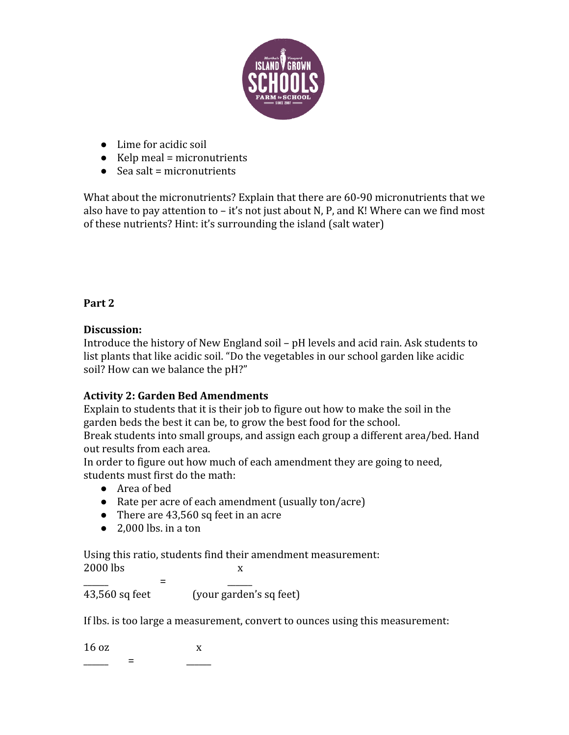- Lime for acidic soil
- Kelp meal = micronutrients
- Sea salt = micronutrients

What about the micronutrients? Explain that there are 60-90 micronutrients that we also have to pay attention to – it's not just about N, P, and K! Where can we find most of these nutrients? Hint: it's surrounding the island (salt water)

**Part 2**

**Discussion:**
Introduce the history of New England soil – pH levels and acid rain. Ask students to list plants that like acidic soil. "Do the vegetables in our school garden like acidic soil? How can we balance the pH?"

**Activity 2: Garden Bed Amendments**
Explain to students that it is their job to figure out how to make the soil in the garden beds the best it can be, to grow the best food for the school.
Break students into small groups, and assign each group a different area/bed. Hand out results from each area.
In order to figure out how much of each amendment they are going to need, students must first do the math:

- Area of bed
- Rate per acre of each amendment (usually ton/acre)
- There are 43,560 sq feet in an acre
- 2,000 lbs. in a ton

Using this ratio, students find their amendment measurement:

$$\frac{2000 \text{ lbs}}{43{,}560 \text{ sq feet}} = \frac{x}{\text{(your garden's sq feet)}}$$

If lbs. is too large a measurement, convert to ounces using this measurement:

$$\frac{16 \text{ oz}}{\quad} = \frac{x}{\quad}$$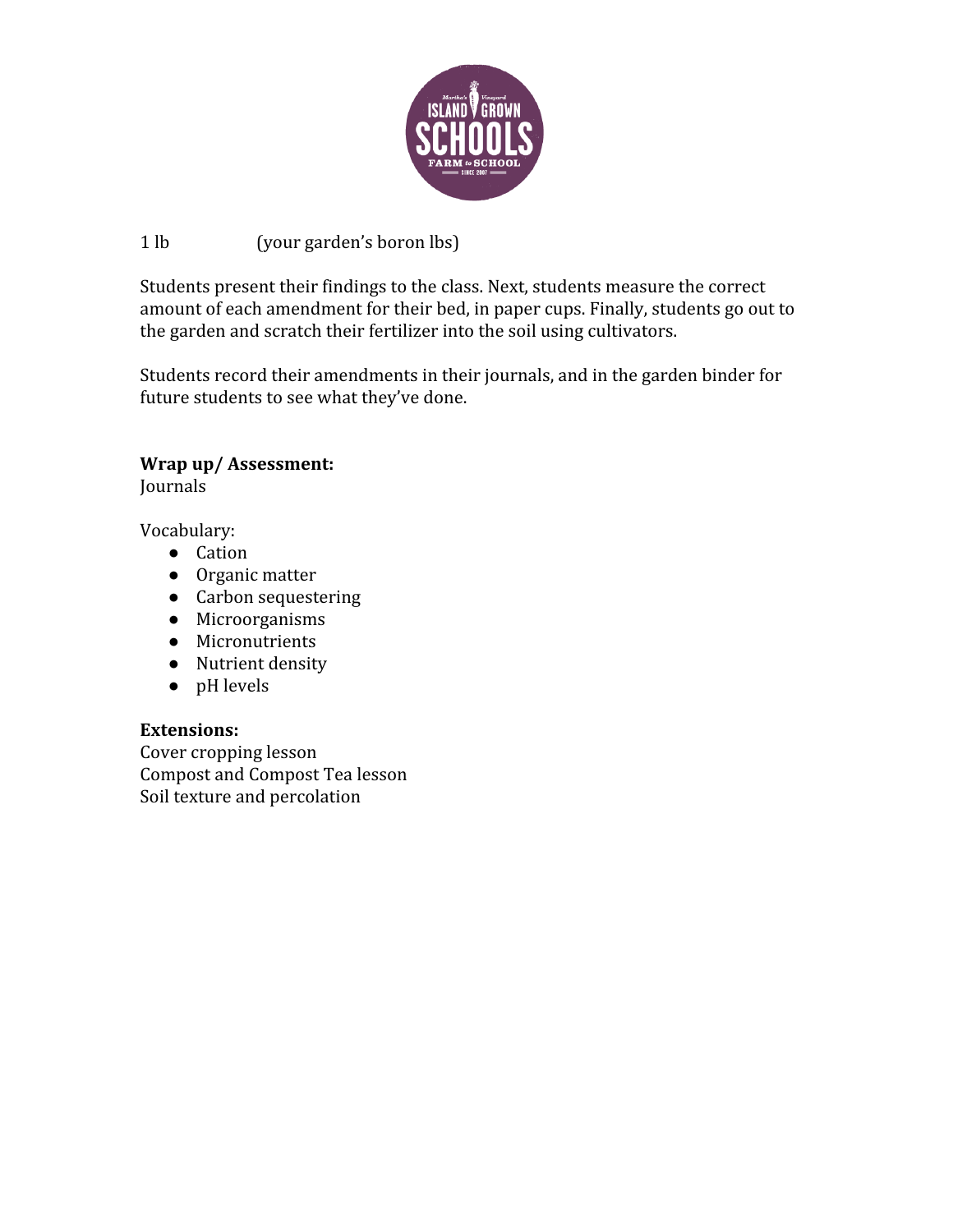1 lb (your garden's boron lbs)

Students present their findings to the class. Next, students measure the correct amount of each amendment for their bed, in paper cups. Finally, students go out to the garden and scratch their fertilizer into the soil using cultivators.

Students record their amendments in their journals, and in the garden binder for future students to see what they've done.

**Wrap up/ Assessment:**
Journals

Vocabulary:

- Cation
- Organic matter
- Carbon sequestering
- Microorganisms
- Micronutrients
- Nutrient density
- pH levels

**Extensions:**
Cover cropping lesson
Compost and Compost Tea lesson
Soil texture and percolation